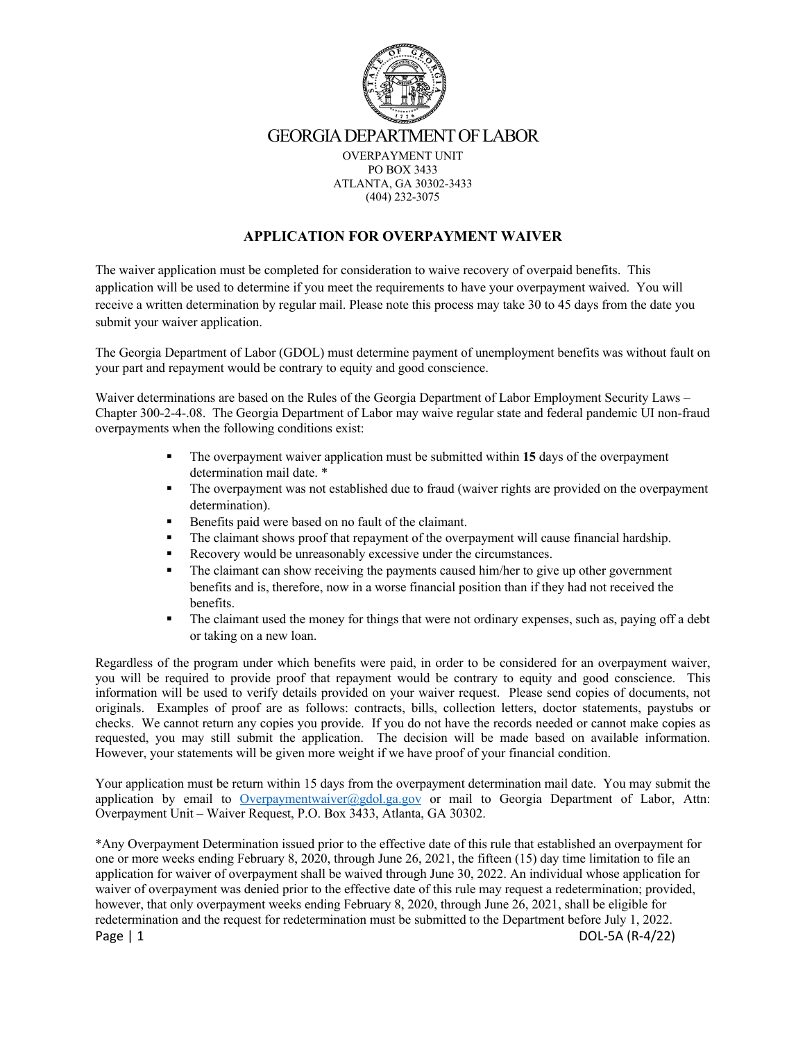# GEORGIA DEPARTMENT OF LABOR

OVERPAYMENT UNIT
PO BOX 3433
ATLANTA, GA 30302-3433
(404) 232-3075

## APPLICATION FOR OVERPAYMENT WAIVER

The waiver application must be completed for consideration to waive recovery of overpaid benefits. This application will be used to determine if you meet the requirements to have your overpayment waived. You will receive a written determination by regular mail. Please note this process may take 30 to 45 days from the date you submit your waiver application.

The Georgia Department of Labor (GDOL) must determine payment of unemployment benefits was without fault on your part and repayment would be contrary to equity and good conscience.

Waiver determinations are based on the Rules of the Georgia Department of Labor Employment Security Laws – Chapter 300-2-4-.08. The Georgia Department of Labor may waive regular state and federal pandemic UI non-fraud overpayments when the following conditions exist:

- The overpayment waiver application must be submitted within **15** days of the overpayment determination mail date. *
- The overpayment was not established due to fraud (waiver rights are provided on the overpayment determination).
- Benefits paid were based on no fault of the claimant.
- The claimant shows proof that repayment of the overpayment will cause financial hardship.
- Recovery would be unreasonably excessive under the circumstances.
- The claimant can show receiving the payments caused him/her to give up other government benefits and is, therefore, now in a worse financial position than if they had not received the benefits.
- The claimant used the money for things that were not ordinary expenses, such as, paying off a debt or taking on a new loan.

Regardless of the program under which benefits were paid, in order to be considered for an overpayment waiver, you will be required to provide proof that repayment would be contrary to equity and good conscience. This information will be used to verify details provided on your waiver request. Please send copies of documents, not originals. Examples of proof are as follows: contracts, bills, collection letters, doctor statements, paystubs or checks. We cannot return any copies you provide. If you do not have the records needed or cannot make copies as requested, you may still submit the application. The decision will be made based on available information. However, your statements will be given more weight if we have proof of your financial condition.

Your application must be return within 15 days from the overpayment determination mail date. You may submit the application by email to Overpaymentwaiver@gdol.ga.gov or mail to Georgia Department of Labor, Attn: Overpayment Unit – Waiver Request, P.O. Box 3433, Atlanta, GA 30302.

*Any Overpayment Determination issued prior to the effective date of this rule that established an overpayment for one or more weeks ending February 8, 2020, through June 26, 2021, the fifteen (15) day time limitation to file an application for waiver of overpayment shall be waived through June 30, 2022. An individual whose application for waiver of overpayment was denied prior to the effective date of this rule may request a redetermination; provided, however, that only overpayment weeks ending February 8, 2020, through June 26, 2021, shall be eligible for redetermination and the request for redetermination must be submitted to the Department before July 1, 2022.

DOL-5A (R-4/22)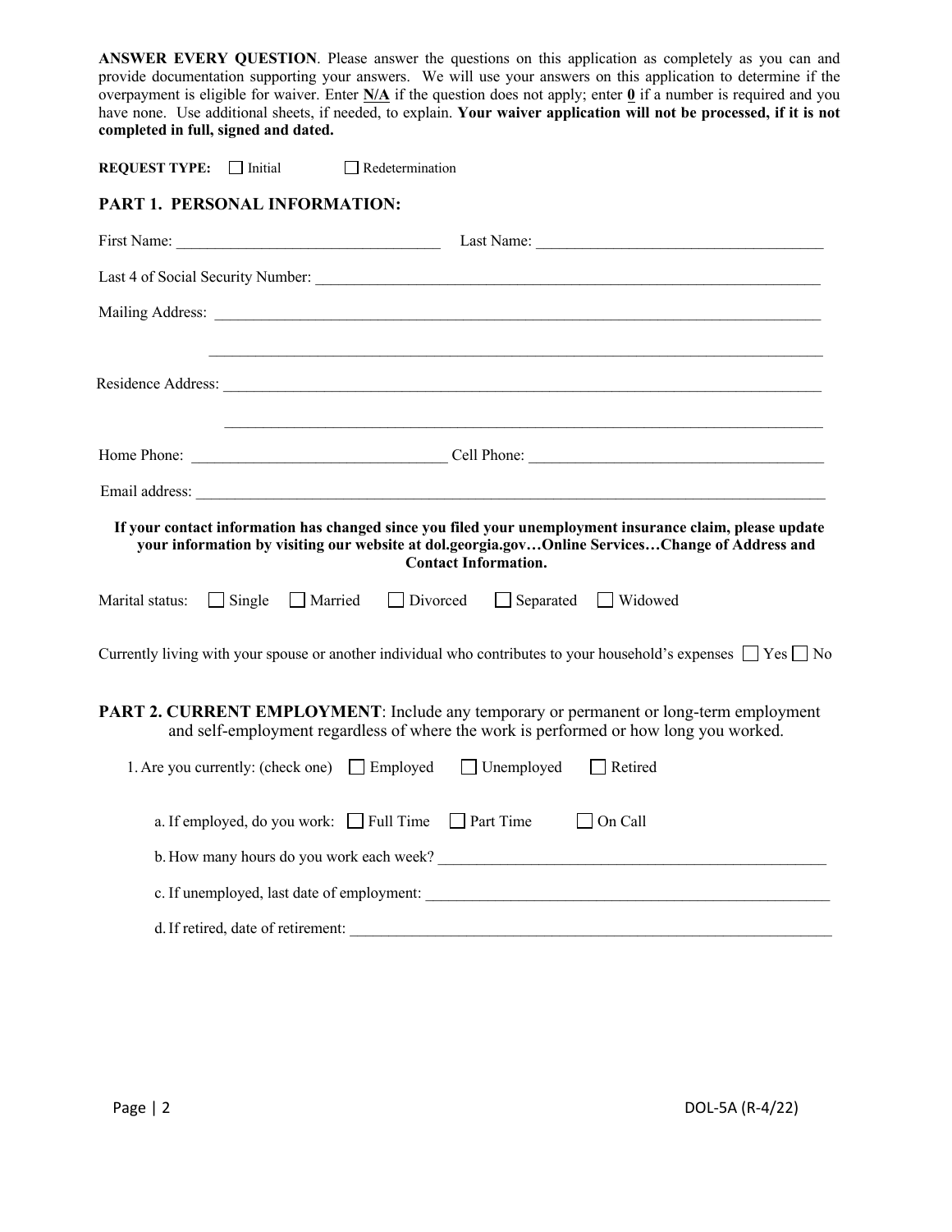**ANSWER EVERY QUESTION**. Please answer the questions on this application as completely as you can and provide documentation supporting your answers. We will use your answers on this application to determine if the overpayment is eligible for waiver. Enter **N/A** if the question does not apply; enter **0** if a number is required and you have none. Use additional sheets, if needed, to explain. **Your waiver application will not be processed, if it is not completed in full, signed and dated.**

**REQUEST TYPE:** ☐ Initial ☐ Redetermination

## PART 1. PERSONAL INFORMATION:

First Name: ______________________ Last Name: ______________________

Last 4 of Social Security Number: ______________________

Mailing Address: ______________________

______________________

Residence Address: ______________________

______________________

Home Phone: ______________________ Cell Phone: ______________________

Email address: ______________________

**If your contact information has changed since you filed your unemployment insurance claim, please update your information by visiting our website at dol.georgia.gov…Online Services…Change of Address and Contact Information.**

Marital status: ☐ Single ☐ Married ☐ Divorced ☐ Separated ☐ Widowed

Currently living with your spouse or another individual who contributes to your household's expenses ☐ Yes ☐ No

## PART 2. CURRENT EMPLOYMENT: 

Include any temporary or permanent or long-term employment and self-employment regardless of where the work is performed or how long you worked.

1. Are you currently: (check one) ☐ Employed ☐ Unemployed ☐ Retired

   a. If employed, do you work: ☐ Full Time ☐ Part Time ☐ On Call

   b. How many hours do you work each week? ______________________

   c. If unemployed, last date of employment: ______________________

   d. If retired, date of retirement: ______________________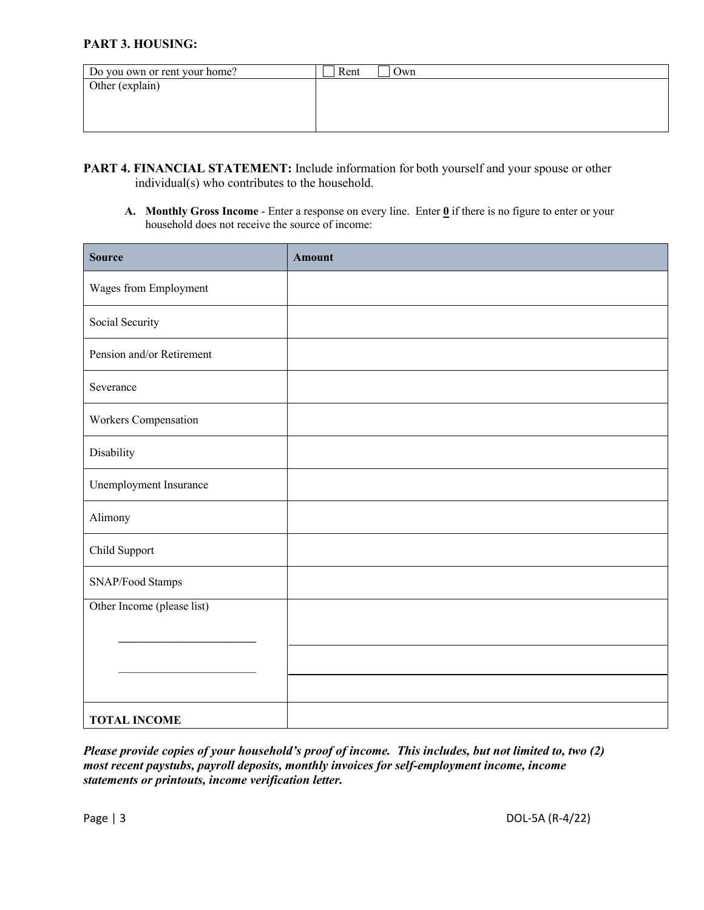## PART 3. HOUSING:

| Do you own or rent your home? | ☐ Rent ☐ Own |
|---|---|
| Other (explain) | |

## PART 4. FINANCIAL STATEMENT:

Include information for both yourself and your spouse or other individual(s) who contributes to the household.

**A. Monthly Gross Income** - Enter a response on every line. Enter **0** if there is no figure to enter or your household does not receive the source of income:

| Source | Amount |
|---|---|
| Wages from Employment | |
| Social Security | |
| Pension and/or Retirement | |
| Severance | |
| Workers Compensation | |
| Disability | |
| Unemployment Insurance | |
| Alimony | |
| Child Support | |
| SNAP/Food Stamps | |
| Other Income (please list) ____________ ____________ | |
| **TOTAL INCOME** | |

***Please provide copies of your household's proof of income. This includes, but not limited to, two (2) most recent paystubs, payroll deposits, monthly invoices for self-employment income, income statements or printouts, income verification letter.***

DOL-5A (R-4/22)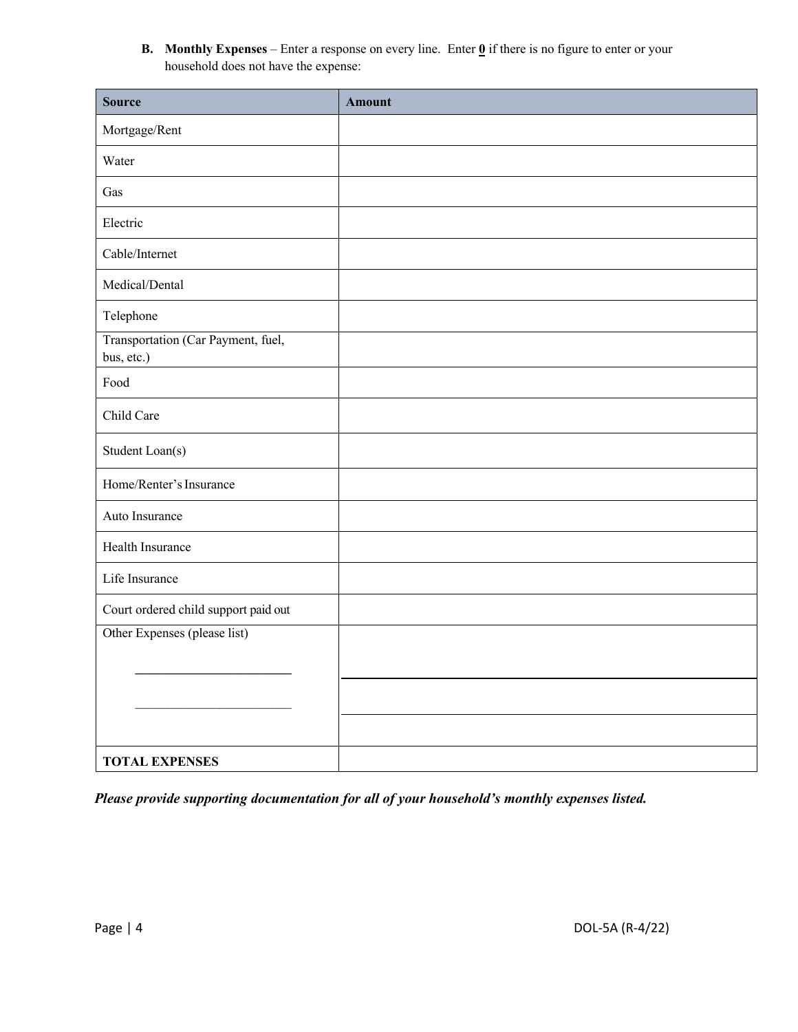**B. Monthly Expenses** – Enter a response on every line. Enter **0** if there is no figure to enter or your household does not have the expense:

| Source | Amount |
|---|---|
| Mortgage/Rent | |
| Water | |
| Gas | |
| Electric | |
| Cable/Internet | |
| Medical/Dental | |
| Telephone | |
| Transportation (Car Payment, fuel, bus, etc.) | |
| Food | |
| Child Care | |
| Student Loan(s) | |
| Home/Renter's Insurance | |
| Auto Insurance | |
| Health Insurance | |
| Life Insurance | |
| Court ordered child support paid out | |
| Other Expenses (please list) | |
| ______________________ | |
| ______________________ | |
| **TOTAL EXPENSES** | |

***Please provide supporting documentation for all of your household's monthly expenses listed.***

DOL-5A (R-4/22)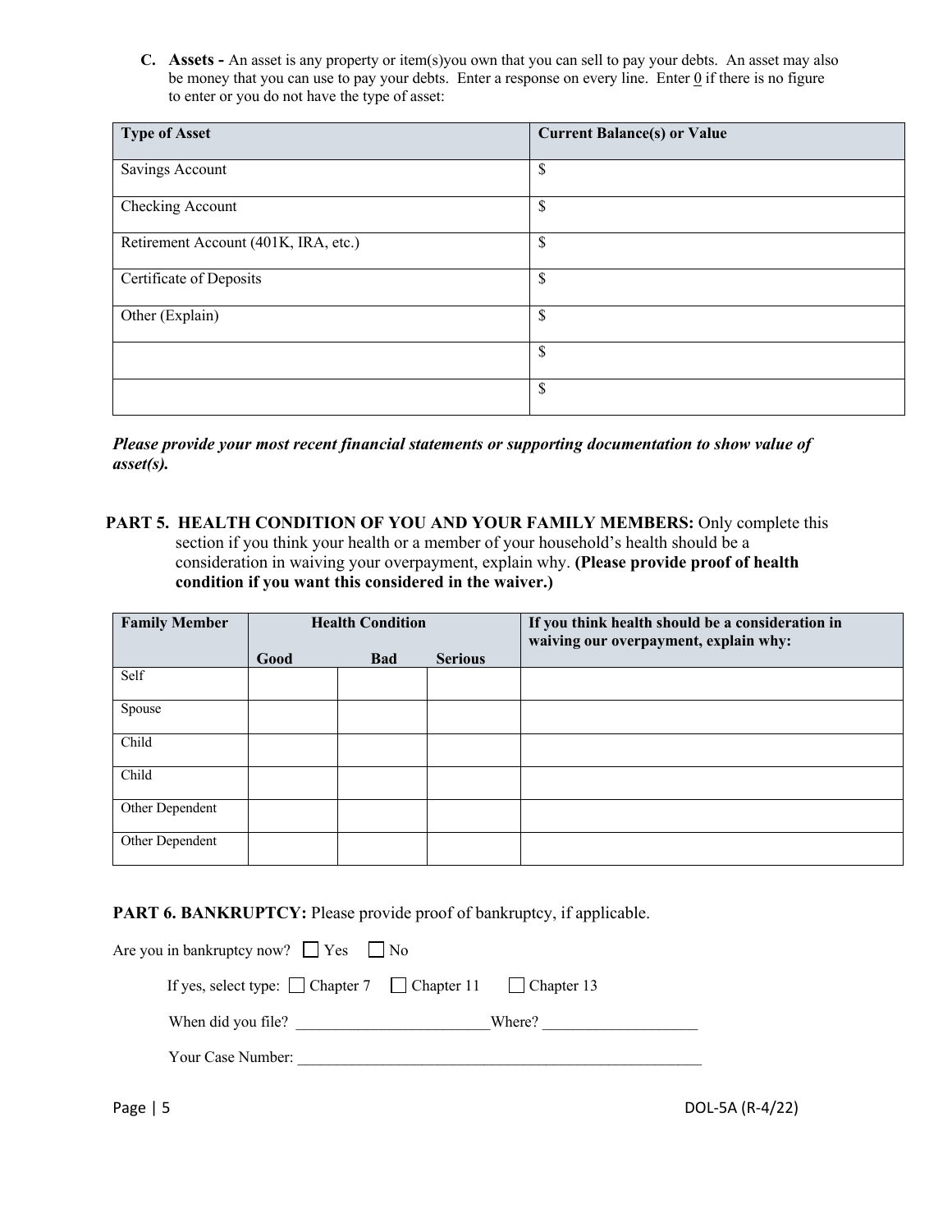**C. Assets -** An asset is any property or item(s)you own that you can sell to pay your debts. An asset may also be money that you can use to pay your debts. Enter a response on every line. Enter 0 if there is no figure to enter or you do not have the type of asset:

| Type of Asset | Current Balance(s) or Value |
|---|---|
| Savings Account | $ |
| Checking Account | $ |
| Retirement Account (401K, IRA, etc.) | $ |
| Certificate of Deposits | $ |
| Other (Explain) | $ |
| | $ |
| | $ |

***Please provide your most recent financial statements or supporting documentation to show value of asset(s).***

## PART 5. HEALTH CONDITION OF YOU AND YOUR FAMILY MEMBERS:

Only complete this section if you think your health or a member of your household's health should be a consideration in waiving your overpayment, explain why. **(Please provide proof of health condition if you want this considered in the waiver.)**

| Family Member | Health Condition | | | If you think health should be a consideration in waiving our overpayment, explain why: |
|---|---|---|---|---|
| | Good | Bad | Serious | |
| Self | | | | |
| Spouse | | | | |
| Child | | | | |
| Child | | | | |
| Other Dependent | | | | |
| Other Dependent | | | | |

## PART 6. BANKRUPTCY:

Please provide proof of bankruptcy, if applicable.

Are you in bankruptcy now? ☐ Yes ☐ No

If yes, select type: ☐ Chapter 7 ☐ Chapter 11 ☐ Chapter 13

When did you file? ________________________ Where? ___________________

Your Case Number: ____________________________________________________

DOL-5A (R-4/22)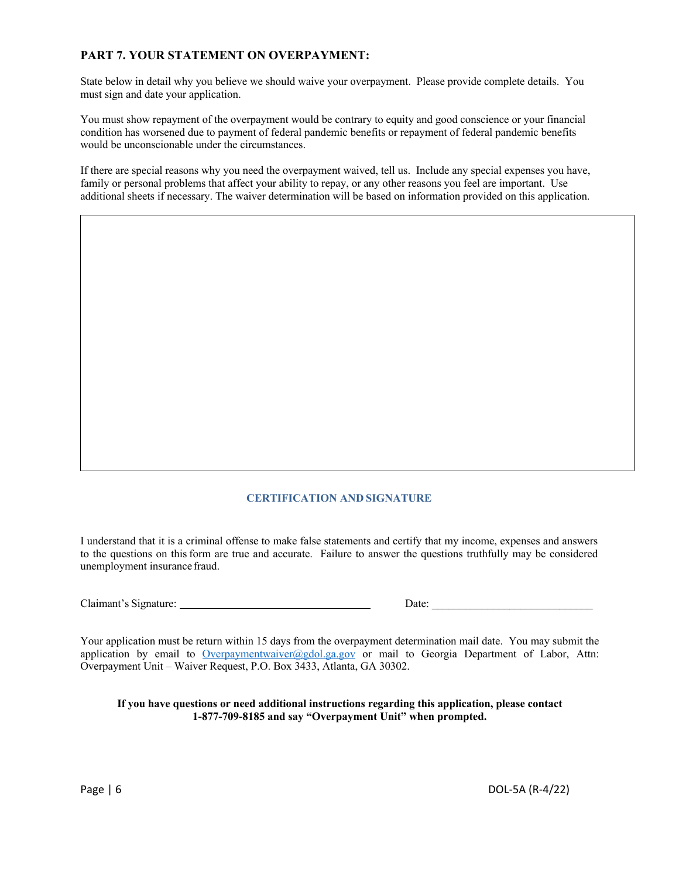## PART 7. YOUR STATEMENT ON OVERPAYMENT:

State below in detail why you believe we should waive your overpayment. Please provide complete details. You must sign and date your application.

You must show repayment of the overpayment would be contrary to equity and good conscience or your financial condition has worsened due to payment of federal pandemic benefits or repayment of federal pandemic benefits would be unconscionable under the circumstances.

If there are special reasons why you need the overpayment waived, tell us. Include any special expenses you have, family or personal problems that affect your ability to repay, or any other reasons you feel are important. Use additional sheets if necessary. The waiver determination will be based on information provided on this application.

| |
|---|
| |

### CERTIFICATION AND SIGNATURE

I understand that it is a criminal offense to make false statements and certify that my income, expenses and answers to the questions on this form are true and accurate. Failure to answer the questions truthfully may be considered unemployment insurance fraud.

Claimant's Signature: ______________________________ Date: ____________________________

Your application must be return within 15 days from the overpayment determination mail date. You may submit the application by email to Overpaymentwaiver@gdol.ga.gov or mail to Georgia Department of Labor, Attn: Overpayment Unit – Waiver Request, P.O. Box 3433, Atlanta, GA 30302.

**If you have questions or need additional instructions regarding this application, please contact 1-877-709-8185 and say "Overpayment Unit" when prompted.**

DOL-5A (R-4/22)